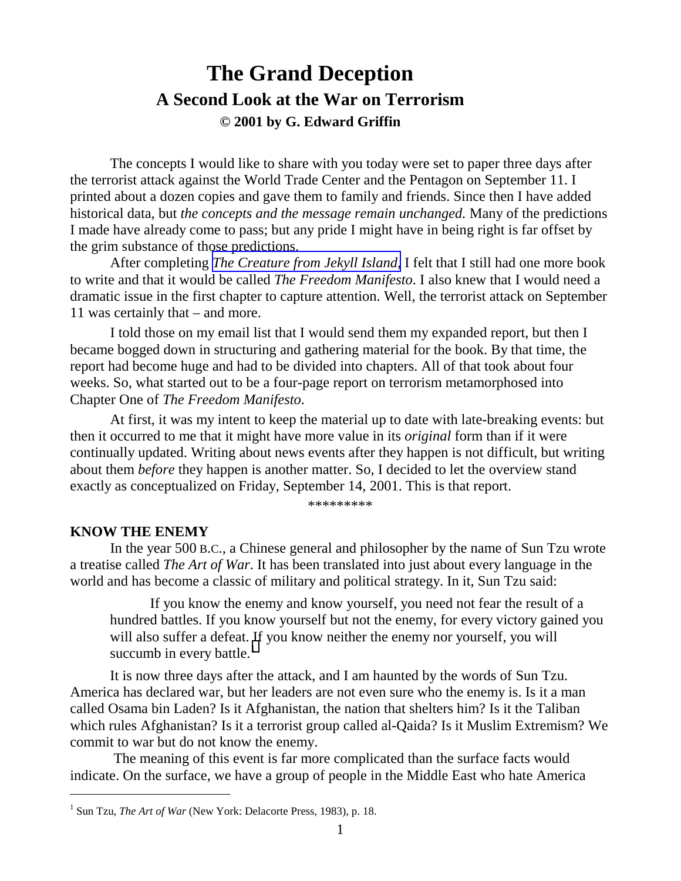# The Grand Deception

## A Second Look at the War on Terrorism

### © 2001 by G. Edward Griffin

The concepts I would like to share with you today were set to paper three days after the terrorist attack against the World Trade Center and the Pentagon on September 11. I printed about a dozen copies and gave them to family and friends. Since then I have added historical data, but *the concepts and the message remain unchanged.* Many of the predictions I made have already come to pass; but any pride I might have in being right is far offset by the grim substance of those predictions.

After completing *The Creature from Jekyll Island*, I felt that I still had one more book to write and that it would be called *The Freedom Manifesto*. I also knew that I would need a dramatic issue in the first chapter to capture attention. Well, the terrorist attack on September 11 was certainly that – and more.

I told those on my email list that I would send them my expanded report, but then I became bogged down in structuring and gathering material for the book. By that time, the report had become huge and had to be divided into chapters. All of that took about four weeks. So, what started out to be a four-page report on terrorism metamorphosed into Chapter One of *The Freedom Manifesto*.

At first, it was my intent to keep the material up to date with late-breaking events: but then it occurred to me that it might have more value in its *original* form than if it were continually updated. Writing about news events after they happen is not difficult, but writing about them *before* they happen is another matter. So, I decided to let the overview stand exactly as conceptualized on Friday, September 14, 2001. This is that report.

*********

**KNOW THE ENEMY**

In the year 500 B.C., a Chinese general and philosopher by the name of Sun Tzu wrote a treatise called *The Art of War*. It has been translated into just about every language in the world and has become a classic of military and political strategy. In it, Sun Tzu said:

> If you know the enemy and know yourself, you need not fear the result of a hundred battles. If you know yourself but not the enemy, for every victory gained you will also suffer a defeat. If you know neither the enemy nor yourself, you will succumb in every battle.[1]

It is now three days after the attack, and I am haunted by the words of Sun Tzu. America has declared war, but her leaders are not even sure who the enemy is. Is it a man called Osama bin Laden? Is it Afghanistan, the nation that shelters him? Is it the Taliban which rules Afghanistan? Is it a terrorist group called al-Qaida? Is it Muslim Extremism? We commit to war but do not know the enemy.

The meaning of this event is far more complicated than the surface facts would indicate. On the surface, we have a group of people in the Middle East who hate America

---

[1] Sun Tzu, *The Art of War* (New York: Delacorte Press, 1983), p. 18.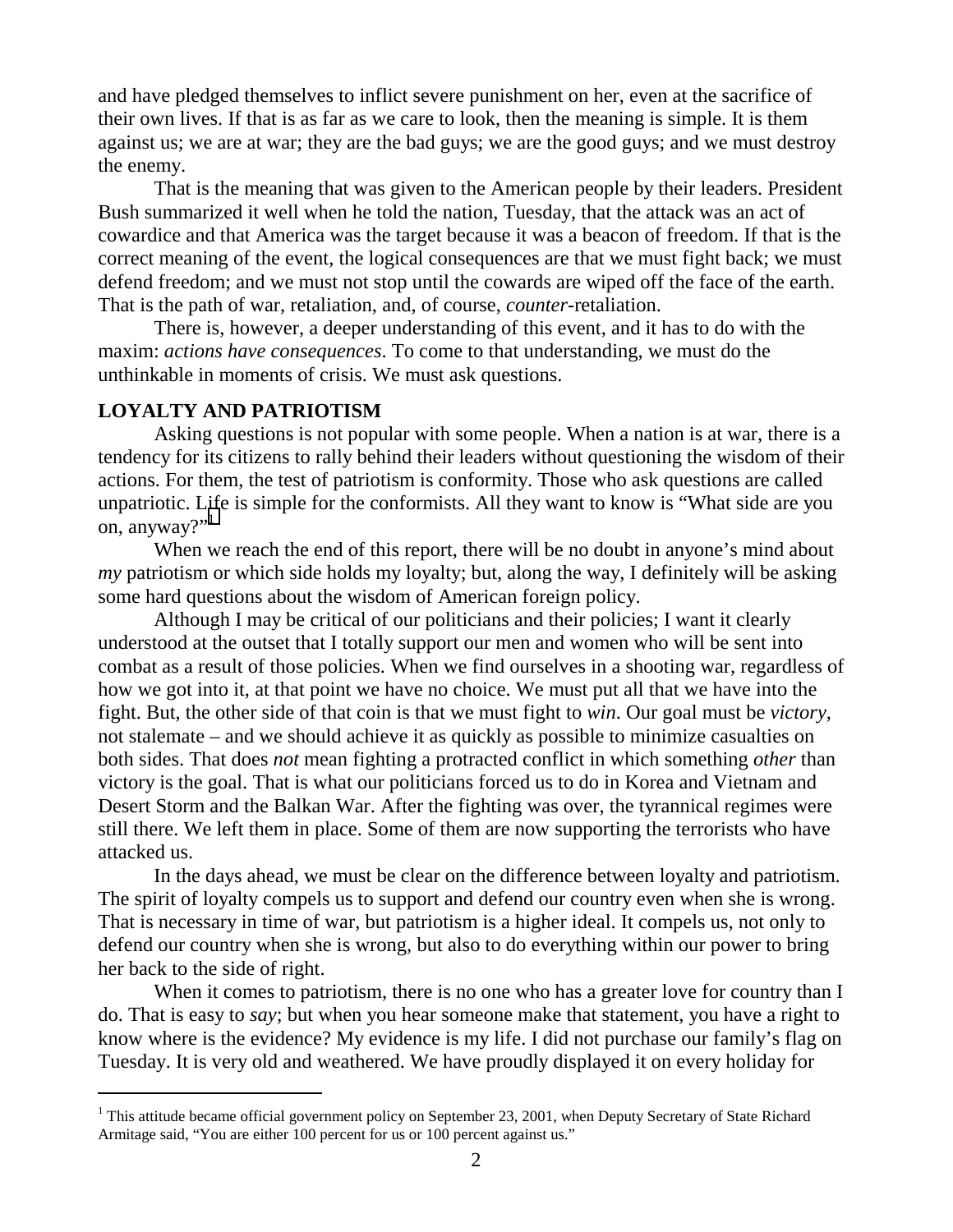and have pledged themselves to inflict severe punishment on her, even at the sacrifice of their own lives. If that is as far as we care to look, then the meaning is simple. It is them against us; we are at war; they are the bad guys; we are the good guys; and we must destroy the enemy.

That is the meaning that was given to the American people by their leaders. President Bush summarized it well when he told the nation, Tuesday, that the attack was an act of cowardice and that America was the target because it was a beacon of freedom. If that is the correct meaning of the event, the logical consequences are that we must fight back; we must defend freedom; and we must not stop until the cowards are wiped off the face of the earth. That is the path of war, retaliation, and, of course, *counter*-retaliation.

There is, however, a deeper understanding of this event, and it has to do with the maxim: *actions have consequences*. To come to that understanding, we must do the unthinkable in moments of crisis. We must ask questions.

**LOYALTY AND PATRIOTISM**

Asking questions is not popular with some people. When a nation is at war, there is a tendency for its citizens to rally behind their leaders without questioning the wisdom of their actions. For them, the test of patriotism is conformity. Those who ask questions are called unpatriotic. Life is simple for the conformists. All they want to know is "What side are you on, anyway?"[1]

When we reach the end of this report, there will be no doubt in anyone's mind about *my* patriotism or which side holds my loyalty; but, along the way, I definitely will be asking some hard questions about the wisdom of American foreign policy.

Although I may be critical of our politicians and their policies; I want it clearly understood at the outset that I totally support our men and women who will be sent into combat as a result of those policies. When we find ourselves in a shooting war, regardless of how we got into it, at that point we have no choice. We must put all that we have into the fight. But, the other side of that coin is that we must fight to *win*. Our goal must be *victory*, not stalemate – and we should achieve it as quickly as possible to minimize casualties on both sides. That does *not* mean fighting a protracted conflict in which something *other* than victory is the goal. That is what our politicians forced us to do in Korea and Vietnam and Desert Storm and the Balkan War. After the fighting was over, the tyrannical regimes were still there. We left them in place. Some of them are now supporting the terrorists who have attacked us.

In the days ahead, we must be clear on the difference between loyalty and patriotism. The spirit of loyalty compels us to support and defend our country even when she is wrong. That is necessary in time of war, but patriotism is a higher ideal. It compels us, not only to defend our country when she is wrong, but also to do everything within our power to bring her back to the side of right.

When it comes to patriotism, there is no one who has a greater love for country than I do. That is easy to *say*; but when you hear someone make that statement, you have a right to know where is the evidence? My evidence is my life. I did not purchase our family's flag on Tuesday. It is very old and weathered. We have proudly displayed it on every holiday for

---

[1] This attitude became official government policy on September 23, 2001, when Deputy Secretary of State Richard Armitage said, "You are either 100 percent for us or 100 percent against us."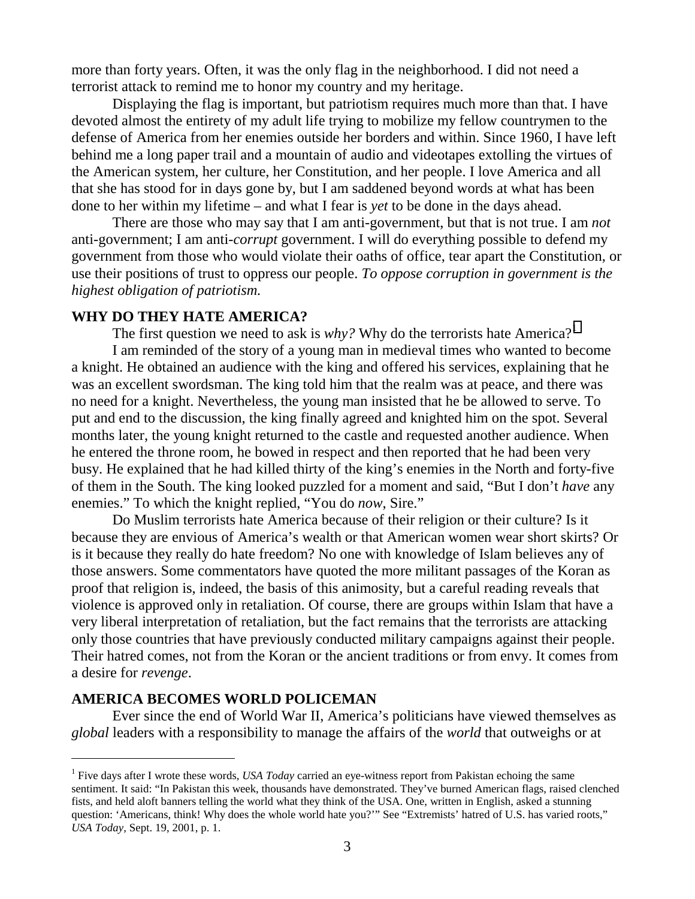more than forty years. Often, it was the only flag in the neighborhood. I did not need a terrorist attack to remind me to honor my country and my heritage.

Displaying the flag is important, but patriotism requires much more than that. I have devoted almost the entirety of my adult life trying to mobilize my fellow countrymen to the defense of America from her enemies outside her borders and within. Since 1960, I have left behind me a long paper trail and a mountain of audio and videotapes extolling the virtues of the American system, her culture, her Constitution, and her people. I love America and all that she has stood for in days gone by, but I am saddened beyond words at what has been done to her within my lifetime – and what I fear is *yet* to be done in the days ahead.

There are those who may say that I am anti-government, but that is not true. I am *not* anti-government; I am anti-*corrupt* government. I will do everything possible to defend my government from those who would violate their oaths of office, tear apart the Constitution, or use their positions of trust to oppress our people. *To oppose corruption in government is the highest obligation of patriotism.*

## WHY DO THEY HATE AMERICA?

The first question we need to ask is *why?* Why do the terrorists hate America?[1]

I am reminded of the story of a young man in medieval times who wanted to become a knight. He obtained an audience with the king and offered his services, explaining that he was an excellent swordsman. The king told him that the realm was at peace, and there was no need for a knight. Nevertheless, the young man insisted that he be allowed to serve. To put and end to the discussion, the king finally agreed and knighted him on the spot. Several months later, the young knight returned to the castle and requested another audience. When he entered the throne room, he bowed in respect and then reported that he had been very busy. He explained that he had killed thirty of the king's enemies in the North and forty-five of them in the South. The king looked puzzled for a moment and said, "But I don't *have* any enemies." To which the knight replied, "You do *now*, Sire."

Do Muslim terrorists hate America because of their religion or their culture? Is it because they are envious of America's wealth or that American women wear short skirts? Or is it because they really do hate freedom? No one with knowledge of Islam believes any of those answers. Some commentators have quoted the more militant passages of the Koran as proof that religion is, indeed, the basis of this animosity, but a careful reading reveals that violence is approved only in retaliation. Of course, there are groups within Islam that have a very liberal interpretation of retaliation, but the fact remains that the terrorists are attacking only those countries that have previously conducted military campaigns against their people. Their hatred comes, not from the Koran or the ancient traditions or from envy. It comes from a desire for *revenge*.

## AMERICA BECOMES WORLD POLICEMAN

Ever since the end of World War II, America's politicians have viewed themselves as *global* leaders with a responsibility to manage the affairs of the *world* that outweighs or at

---

[1] Five days after I wrote these words, *USA Today* carried an eye-witness report from Pakistan echoing the same sentiment. It said: "In Pakistan this week, thousands have demonstrated. They've burned American flags, raised clenched fists, and held aloft banners telling the world what they think of the USA. One, written in English, asked a stunning question: 'Americans, think! Why does the whole world hate you?'" See "Extremists' hatred of U.S. has varied roots," *USA Today*, Sept. 19, 2001, p. 1.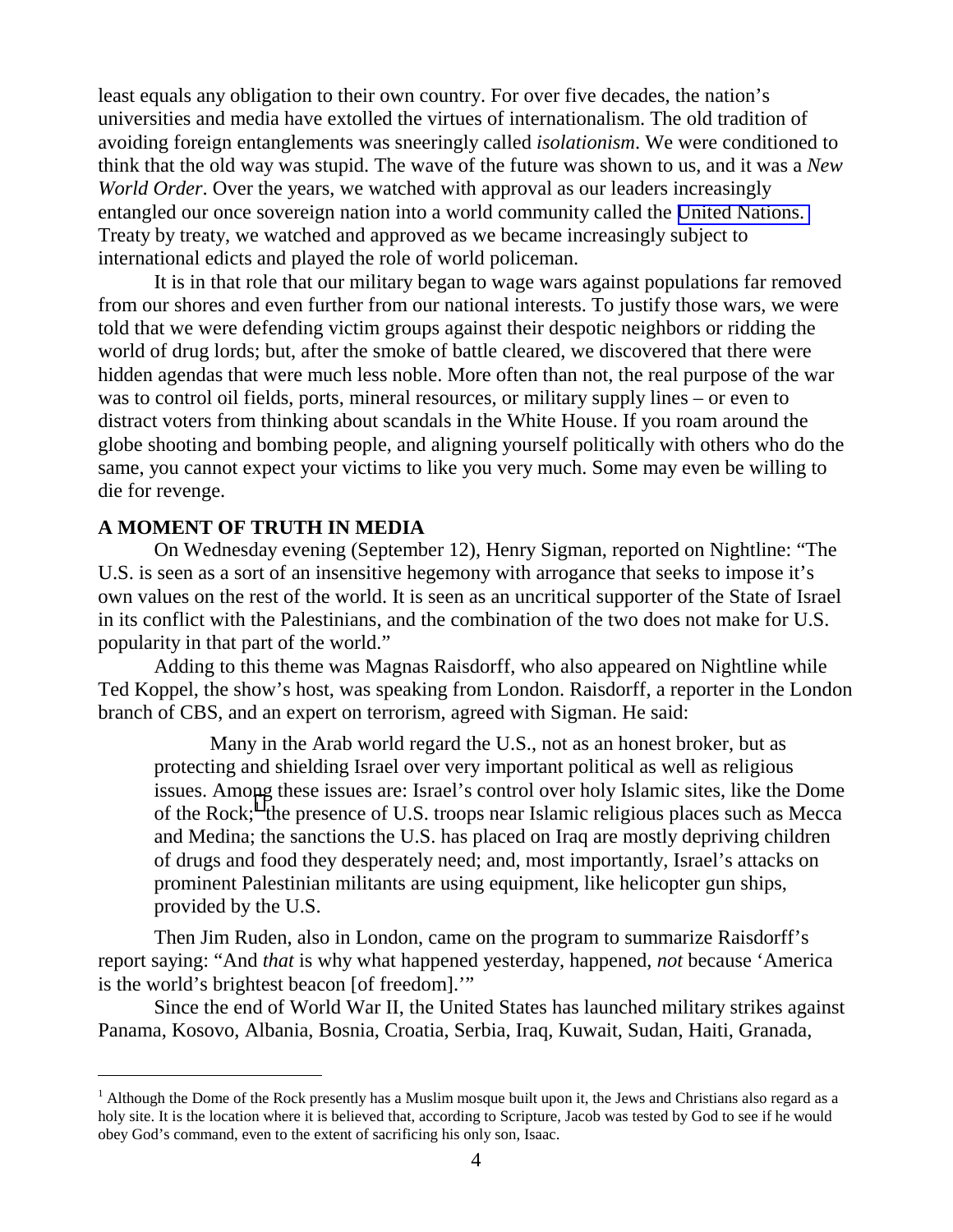least equals any obligation to their own country. For over five decades, the nation's universities and media have extolled the virtues of internationalism. The old tradition of avoiding foreign entanglements was sneeringly called *isolationism*. We were conditioned to think that the old way was stupid. The wave of the future was shown to us, and it was a *New World Order*. Over the years, we watched with approval as our leaders increasingly entangled our once sovereign nation into a world community called the United Nations. Treaty by treaty, we watched and approved as we became increasingly subject to international edicts and played the role of world policeman.

It is in that role that our military began to wage wars against populations far removed from our shores and even further from our national interests. To justify those wars, we were told that we were defending victim groups against their despotic neighbors or ridding the world of drug lords; but, after the smoke of battle cleared, we discovered that there were hidden agendas that were much less noble. More often than not, the real purpose of the war was to control oil fields, ports, mineral resources, or military supply lines – or even to distract voters from thinking about scandals in the White House. If you roam around the globe shooting and bombing people, and aligning yourself politically with others who do the same, you cannot expect your victims to like you very much. Some may even be willing to die for revenge.

**A MOMENT OF TRUTH IN MEDIA**

On Wednesday evening (September 12), Henry Sigman, reported on Nightline: "The U.S. is seen as a sort of an insensitive hegemony with arrogance that seeks to impose it's own values on the rest of the world. It is seen as an uncritical supporter of the State of Israel in its conflict with the Palestinians, and the combination of the two does not make for U.S. popularity in that part of the world."

Adding to this theme was Magnas Raisdorff, who also appeared on Nightline while Ted Koppel, the show's host, was speaking from London. Raisdorff, a reporter in the London branch of CBS, and an expert on terrorism, agreed with Sigman. He said:

> Many in the Arab world regard the U.S., not as an honest broker, but as protecting and shielding Israel over very important political as well as religious issues. Among these issues are: Israel's control over holy Islamic sites, like the Dome of the Rock;[1] the presence of U.S. troops near Islamic religious places such as Mecca and Medina; the sanctions the U.S. has placed on Iraq are mostly depriving children of drugs and food they desperately need; and, most importantly, Israel's attacks on prominent Palestinian militants are using equipment, like helicopter gun ships, provided by the U.S.

Then Jim Ruden, also in London, came on the program to summarize Raisdorff's report saying: "And *that* is why what happened yesterday, happened, *not* because 'America is the world's brightest beacon [of freedom].'"

Since the end of World War II, the United States has launched military strikes against Panama, Kosovo, Albania, Bosnia, Croatia, Serbia, Iraq, Kuwait, Sudan, Haiti, Granada,

---

[1] Although the Dome of the Rock presently has a Muslim mosque built upon it, the Jews and Christians also regard as a holy site. It is the location where it is believed that, according to Scripture, Jacob was tested by God to see if he would obey God's command, even to the extent of sacrificing his only son, Isaac.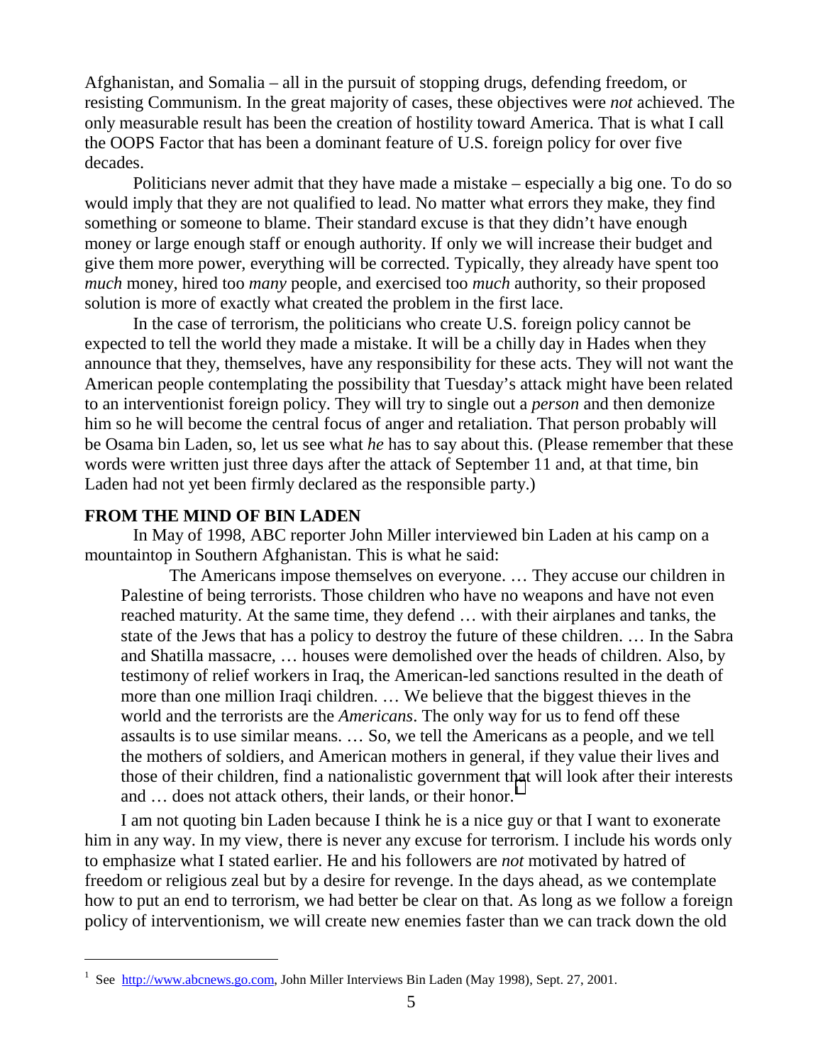Afghanistan, and Somalia – all in the pursuit of stopping drugs, defending freedom, or resisting Communism. In the great majority of cases, these objectives were *not* achieved. The only measurable result has been the creation of hostility toward America. That is what I call the OOPS Factor that has been a dominant feature of U.S. foreign policy for over five decades.

Politicians never admit that they have made a mistake – especially a big one. To do so would imply that they are not qualified to lead. No matter what errors they make, they find something or someone to blame. Their standard excuse is that they didn't have enough money or large enough staff or enough authority. If only we will increase their budget and give them more power, everything will be corrected. Typically, they already have spent too *much* money, hired too *many* people, and exercised too *much* authority, so their proposed solution is more of exactly what created the problem in the first lace.

In the case of terrorism, the politicians who create U.S. foreign policy cannot be expected to tell the world they made a mistake. It will be a chilly day in Hades when they announce that they, themselves, have any responsibility for these acts. They will not want the American people contemplating the possibility that Tuesday's attack might have been related to an interventionist foreign policy. They will try to single out a *person* and then demonize him so he will become the central focus of anger and retaliation. That person probably will be Osama bin Laden, so, let us see what *he* has to say about this. (Please remember that these words were written just three days after the attack of September 11 and, at that time, bin Laden had not yet been firmly declared as the responsible party.)

## FROM THE MIND OF BIN LADEN

In May of 1998, ABC reporter John Miller interviewed bin Laden at his camp on a mountaintop in Southern Afghanistan. This is what he said:

> The Americans impose themselves on everyone. … They accuse our children in Palestine of being terrorists. Those children who have no weapons and have not even reached maturity. At the same time, they defend … with their airplanes and tanks, the state of the Jews that has a policy to destroy the future of these children. … In the Sabra and Shatilla massacre, … houses were demolished over the heads of children. Also, by testimony of relief workers in Iraq, the American-led sanctions resulted in the death of more than one million Iraqi children. … We believe that the biggest thieves in the world and the terrorists are the *Americans*. The only way for us to fend off these assaults is to use similar means. … So, we tell the Americans as a people, and we tell the mothers of soldiers, and American mothers in general, if they value their lives and those of their children, find a nationalistic government that will look after their interests and … does not attack others, their lands, or their honor.[1]

I am not quoting bin Laden because I think he is a nice guy or that I want to exonerate him in any way. In my view, there is never any excuse for terrorism. I include his words only to emphasize what I stated earlier. He and his followers are *not* motivated by hatred of freedom or religious zeal but by a desire for revenge. In the days ahead, as we contemplate how to put an end to terrorism, we had better be clear on that. As long as we follow a foreign policy of interventionism, we will create new enemies faster than we can track down the old

---

[1] See http://www.abcnews.go.com, John Miller Interviews Bin Laden (May 1998), Sept. 27, 2001.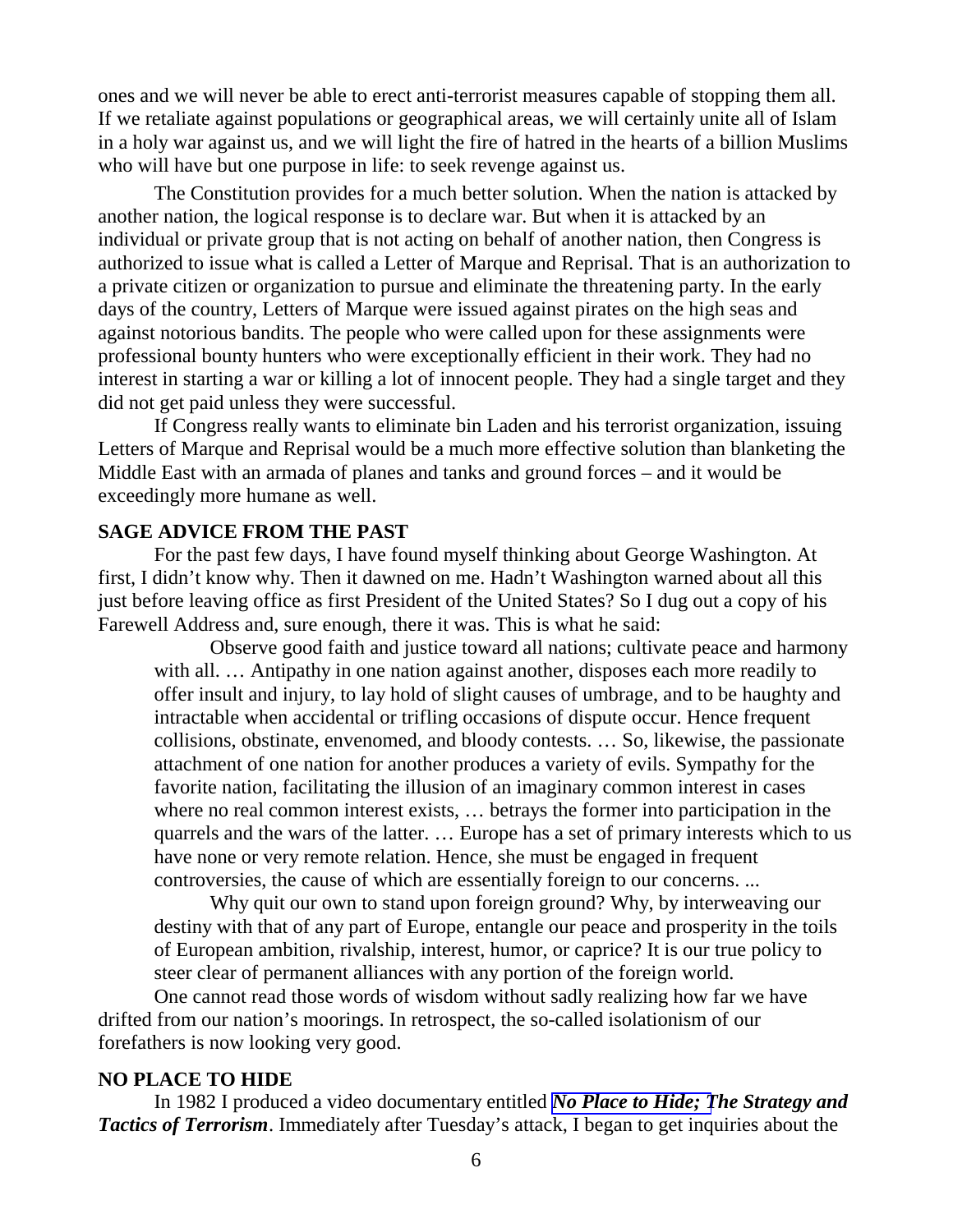ones and we will never be able to erect anti-terrorist measures capable of stopping them all. If we retaliate against populations or geographical areas, we will certainly unite all of Islam in a holy war against us, and we will light the fire of hatred in the hearts of a billion Muslims who will have but one purpose in life: to seek revenge against us.

The Constitution provides for a much better solution. When the nation is attacked by another nation, the logical response is to declare war. But when it is attacked by an individual or private group that is not acting on behalf of another nation, then Congress is authorized to issue what is called a Letter of Marque and Reprisal. That is an authorization to a private citizen or organization to pursue and eliminate the threatening party. In the early days of the country, Letters of Marque were issued against pirates on the high seas and against notorious bandits. The people who were called upon for these assignments were professional bounty hunters who were exceptionally efficient in their work. They had no interest in starting a war or killing a lot of innocent people. They had a single target and they did not get paid unless they were successful.

If Congress really wants to eliminate bin Laden and his terrorist organization, issuing Letters of Marque and Reprisal would be a much more effective solution than blanketing the Middle East with an armada of planes and tanks and ground forces – and it would be exceedingly more humane as well.

**SAGE ADVICE FROM THE PAST**

For the past few days, I have found myself thinking about George Washington. At first, I didn't know why. Then it dawned on me. Hadn't Washington warned about all this just before leaving office as first President of the United States? So I dug out a copy of his Farewell Address and, sure enough, there it was. This is what he said:

> Observe good faith and justice toward all nations; cultivate peace and harmony with all. … Antipathy in one nation against another, disposes each more readily to offer insult and injury, to lay hold of slight causes of umbrage, and to be haughty and intractable when accidental or trifling occasions of dispute occur. Hence frequent collisions, obstinate, envenomed, and bloody contests. … So, likewise, the passionate attachment of one nation for another produces a variety of evils. Sympathy for the favorite nation, facilitating the illusion of an imaginary common interest in cases where no real common interest exists, … betrays the former into participation in the quarrels and the wars of the latter. … Europe has a set of primary interests which to us have none or very remote relation. Hence, she must be engaged in frequent controversies, the cause of which are essentially foreign to our concerns. ...
>
> Why quit our own to stand upon foreign ground? Why, by interweaving our destiny with that of any part of Europe, entangle our peace and prosperity in the toils of European ambition, rivalship, interest, humor, or caprice? It is our true policy to steer clear of permanent alliances with any portion of the foreign world.

One cannot read those words of wisdom without sadly realizing how far we have drifted from our nation's moorings. In retrospect, the so-called isolationism of our forefathers is now looking very good.

**NO PLACE TO HIDE**

In 1982 I produced a video documentary entitled ***No Place to Hide; The Strategy and Tactics of Terrorism***. Immediately after Tuesday's attack, I began to get inquiries about the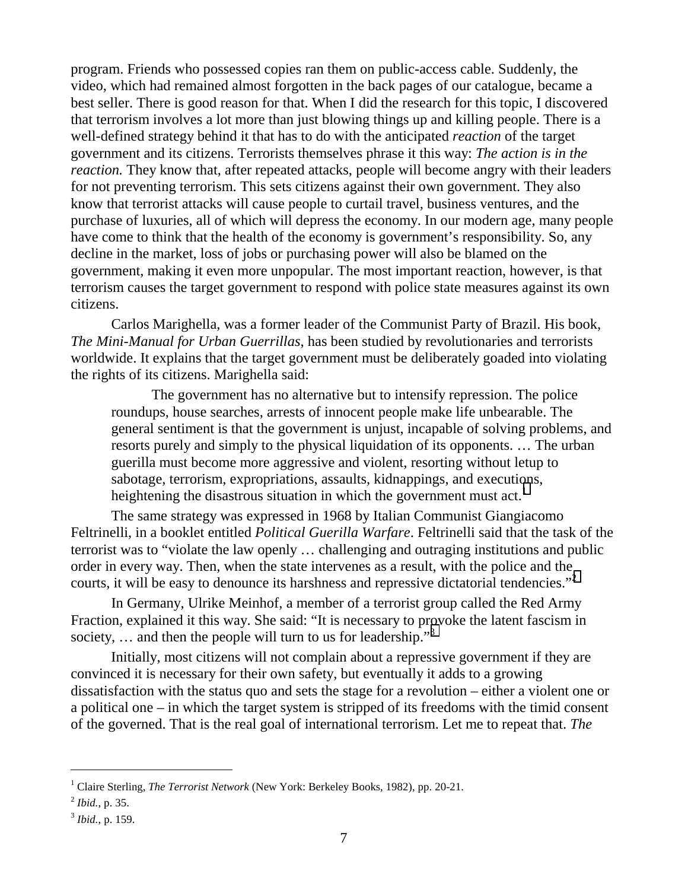program. Friends who possessed copies ran them on public-access cable. Suddenly, the video, which had remained almost forgotten in the back pages of our catalogue, became a best seller. There is good reason for that. When I did the research for this topic, I discovered that terrorism involves a lot more than just blowing things up and killing people. There is a well-defined strategy behind it that has to do with the anticipated *reaction* of the target government and its citizens. Terrorists themselves phrase it this way: *The action is in the reaction.* They know that, after repeated attacks, people will become angry with their leaders for not preventing terrorism. This sets citizens against their own government. They also know that terrorist attacks will cause people to curtail travel, business ventures, and the purchase of luxuries, all of which will depress the economy. In our modern age, many people have come to think that the health of the economy is government's responsibility. So, any decline in the market, loss of jobs or purchasing power will also be blamed on the government, making it even more unpopular. The most important reaction, however, is that terrorism causes the target government to respond with police state measures against its own citizens.

Carlos Marighella, was a former leader of the Communist Party of Brazil. His book, *The Mini-Manual for Urban Guerrillas*, has been studied by revolutionaries and terrorists worldwide. It explains that the target government must be deliberately goaded into violating the rights of its citizens. Marighella said:

> The government has no alternative but to intensify repression. The police roundups, house searches, arrests of innocent people make life unbearable. The general sentiment is that the government is unjust, incapable of solving problems, and resorts purely and simply to the physical liquidation of its opponents. … The urban guerilla must become more aggressive and violent, resorting without letup to sabotage, terrorism, expropriations, assaults, kidnappings, and executions, heightening the disastrous situation in which the government must act.[1]

The same strategy was expressed in 1968 by Italian Communist Giangiacomo Feltrinelli, in a booklet entitled *Political Guerilla Warfare*. Feltrinelli said that the task of the terrorist was to "violate the law openly … challenging and outraging institutions and public order in every way. Then, when the state intervenes as a result, with the police and the courts, it will be easy to denounce its harshness and repressive dictatorial tendencies."[2]

In Germany, Ulrike Meinhof, a member of a terrorist group called the Red Army Fraction, explained it this way. She said: "It is necessary to provoke the latent fascism in society, … and then the people will turn to us for leadership."[3]

Initially, most citizens will not complain about a repressive government if they are convinced it is necessary for their own safety, but eventually it adds to a growing dissatisfaction with the status quo and sets the stage for a revolution – either a violent one or a political one – in which the target system is stripped of its freedoms with the timid consent of the governed. That is the real goal of international terrorism. Let me to repeat that. *The*

---

[1] Claire Sterling, *The Terrorist Network* (New York: Berkeley Books, 1982), pp. 20-21.

[2] *Ibid.*, p. 35.

[3] *Ibid.*, p. 159.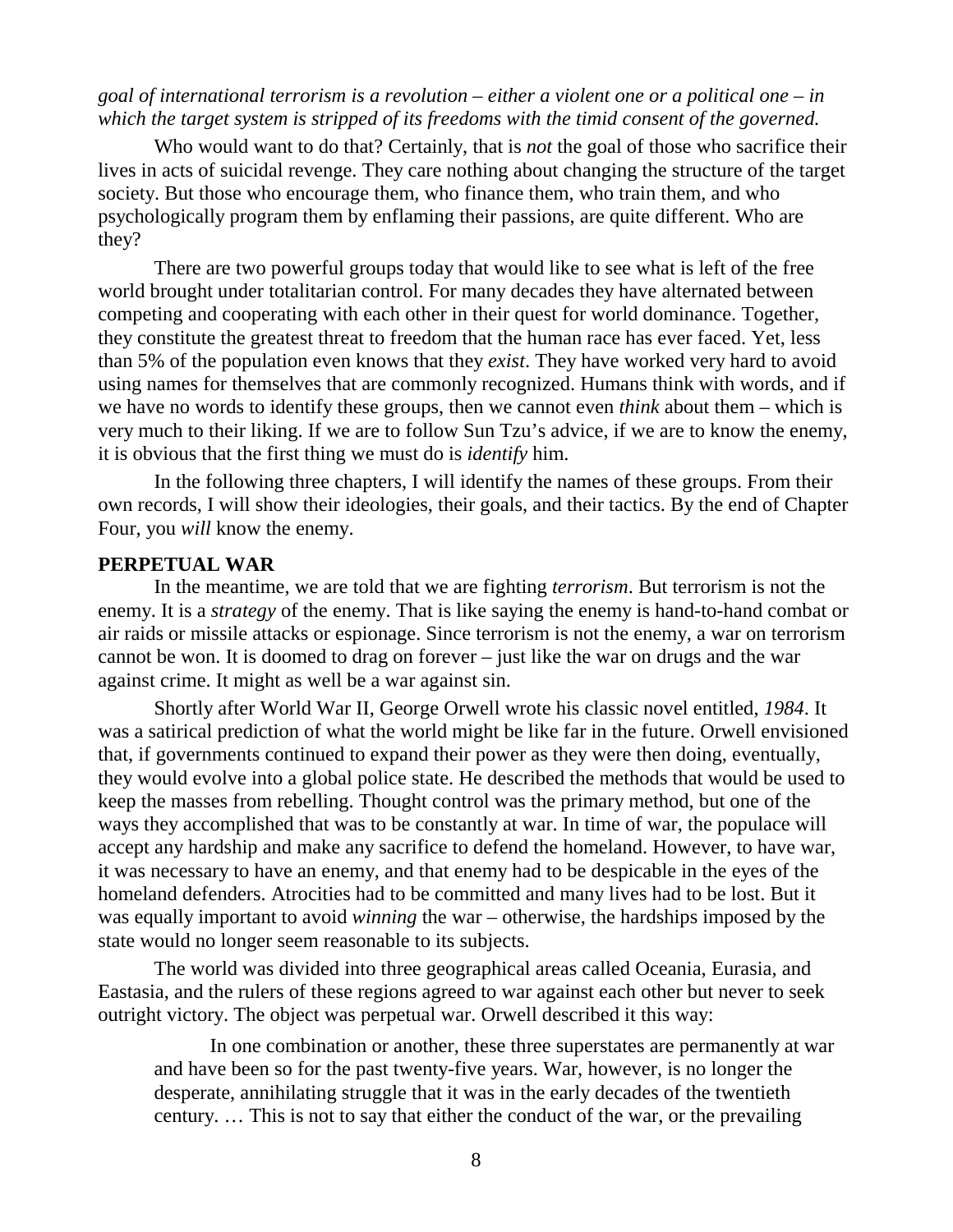*goal of international terrorism is a revolution – either a violent one or a political one – in which the target system is stripped of its freedoms with the timid consent of the governed.*

Who would want to do that? Certainly, that is *not* the goal of those who sacrifice their lives in acts of suicidal revenge. They care nothing about changing the structure of the target society. But those who encourage them, who finance them, who train them, and who psychologically program them by enflaming their passions, are quite different. Who are they?

There are two powerful groups today that would like to see what is left of the free world brought under totalitarian control. For many decades they have alternated between competing and cooperating with each other in their quest for world dominance. Together, they constitute the greatest threat to freedom that the human race has ever faced. Yet, less than 5% of the population even knows that they *exist*. They have worked very hard to avoid using names for themselves that are commonly recognized. Humans think with words, and if we have no words to identify these groups, then we cannot even *think* about them – which is very much to their liking. If we are to follow Sun Tzu's advice, if we are to know the enemy, it is obvious that the first thing we must do is *identify* him.

In the following three chapters, I will identify the names of these groups. From their own records, I will show their ideologies, their goals, and their tactics. By the end of Chapter Four, you *will* know the enemy.

**PERPETUAL WAR**

In the meantime, we are told that we are fighting *terrorism*. But terrorism is not the enemy. It is a *strategy* of the enemy. That is like saying the enemy is hand-to-hand combat or air raids or missile attacks or espionage. Since terrorism is not the enemy, a war on terrorism cannot be won. It is doomed to drag on forever – just like the war on drugs and the war against crime. It might as well be a war against sin.

Shortly after World War II, George Orwell wrote his classic novel entitled, *1984*. It was a satirical prediction of what the world might be like far in the future. Orwell envisioned that, if governments continued to expand their power as they were then doing, eventually, they would evolve into a global police state. He described the methods that would be used to keep the masses from rebelling. Thought control was the primary method, but one of the ways they accomplished that was to be constantly at war. In time of war, the populace will accept any hardship and make any sacrifice to defend the homeland. However, to have war, it was necessary to have an enemy, and that enemy had to be despicable in the eyes of the homeland defenders. Atrocities had to be committed and many lives had to be lost. But it was equally important to avoid *winning* the war – otherwise, the hardships imposed by the state would no longer seem reasonable to its subjects.

The world was divided into three geographical areas called Oceania, Eurasia, and Eastasia, and the rulers of these regions agreed to war against each other but never to seek outright victory. The object was perpetual war. Orwell described it this way:

> In one combination or another, these three superstates are permanently at war and have been so for the past twenty-five years. War, however, is no longer the desperate, annihilating struggle that it was in the early decades of the twentieth century. … This is not to say that either the conduct of the war, or the prevailing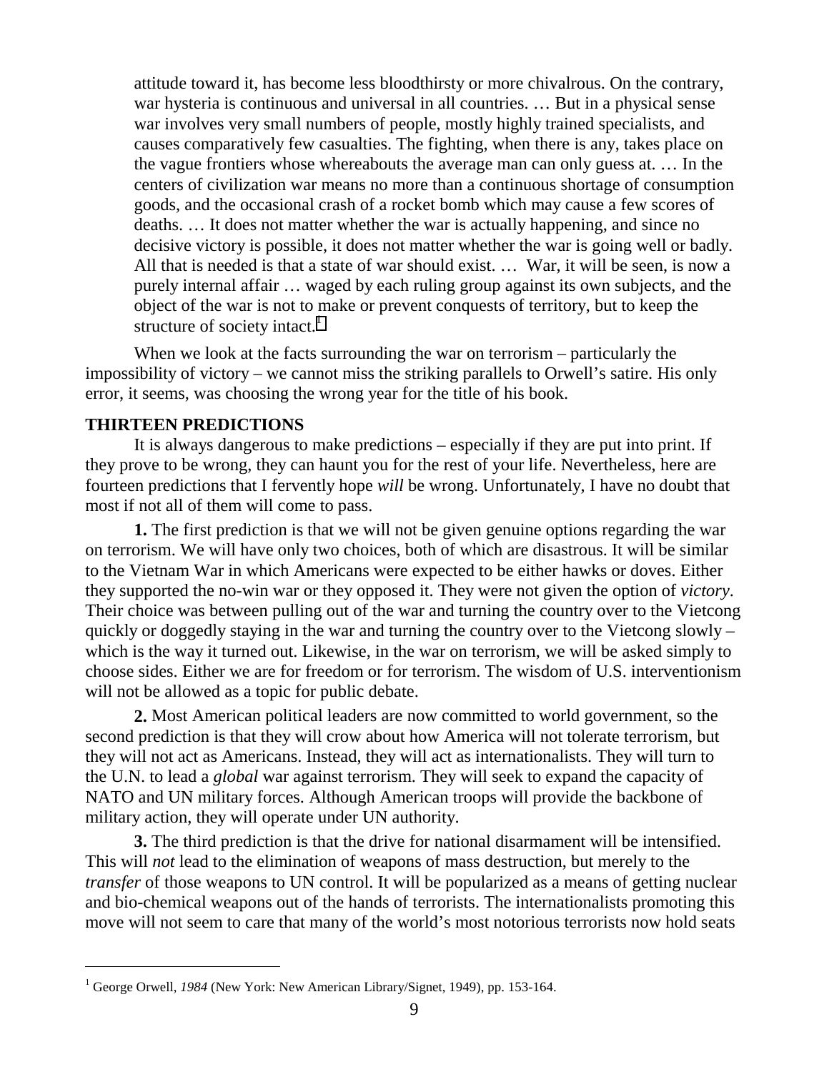> attitude toward it, has become less bloodthirsty or more chivalrous. On the contrary, war hysteria is continuous and universal in all countries. … But in a physical sense war involves very small numbers of people, mostly highly trained specialists, and causes comparatively few casualties. The fighting, when there is any, takes place on the vague frontiers whose whereabouts the average man can only guess at. … In the centers of civilization war means no more than a continuous shortage of consumption goods, and the occasional crash of a rocket bomb which may cause a few scores of deaths. … It does not matter whether the war is actually happening, and since no decisive victory is possible, it does not matter whether the war is going well or badly. All that is needed is that a state of war should exist. … War, it will be seen, is now a purely internal affair … waged by each ruling group against its own subjects, and the object of the war is not to make or prevent conquests of territory, but to keep the structure of society intact.[1]

When we look at the facts surrounding the war on terrorism – particularly the impossibility of victory – we cannot miss the striking parallels to Orwell's satire. His only error, it seems, was choosing the wrong year for the title of his book.

## THIRTEEN PREDICTIONS

It is always dangerous to make predictions – especially if they are put into print. If they prove to be wrong, they can haunt you for the rest of your life. Nevertheless, here are fourteen predictions that I fervently hope *will* be wrong. Unfortunately, I have no doubt that most if not all of them will come to pass.

**1.** The first prediction is that we will not be given genuine options regarding the war on terrorism. We will have only two choices, both of which are disastrous. It will be similar to the Vietnam War in which Americans were expected to be either hawks or doves. Either they supported the no-win war or they opposed it. They were not given the option of *victory*. Their choice was between pulling out of the war and turning the country over to the Vietcong quickly or doggedly staying in the war and turning the country over to the Vietcong slowly – which is the way it turned out. Likewise, in the war on terrorism, we will be asked simply to choose sides. Either we are for freedom or for terrorism. The wisdom of U.S. interventionism will not be allowed as a topic for public debate.

**2.** Most American political leaders are now committed to world government, so the second prediction is that they will crow about how America will not tolerate terrorism, but they will not act as Americans. Instead, they will act as internationalists. They will turn to the U.N. to lead a *global* war against terrorism. They will seek to expand the capacity of NATO and UN military forces. Although American troops will provide the backbone of military action, they will operate under UN authority.

**3.** The third prediction is that the drive for national disarmament will be intensified. This will *not* lead to the elimination of weapons of mass destruction, but merely to the *transfer* of those weapons to UN control. It will be popularized as a means of getting nuclear and bio-chemical weapons out of the hands of terrorists. The internationalists promoting this move will not seem to care that many of the world's most notorious terrorists now hold seats

---

[1] George Orwell, *1984* (New York: New American Library/Signet, 1949), pp. 153-164.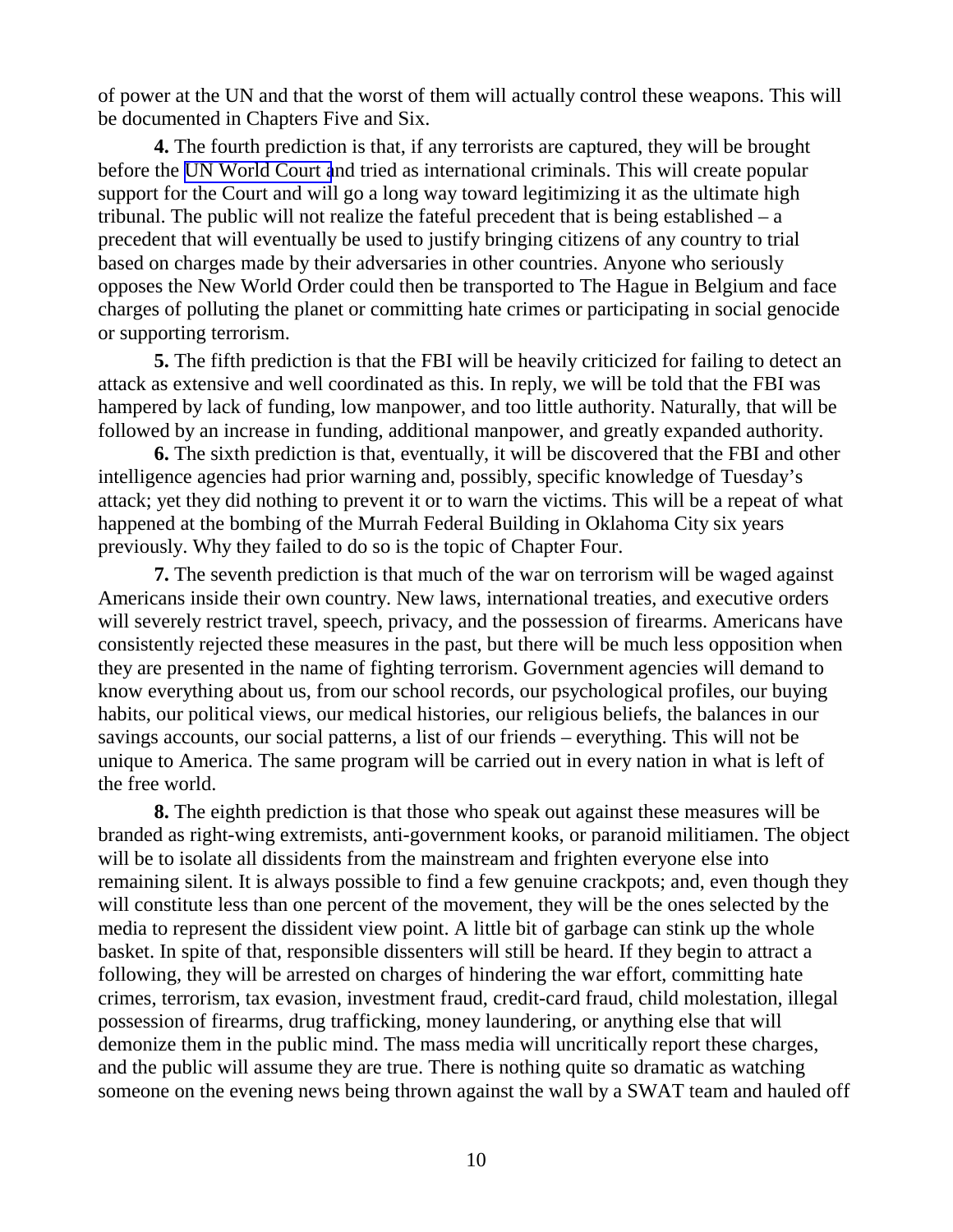of power at the UN and that the worst of them will actually control these weapons. This will be documented in Chapters Five and Six.

**4.** The fourth prediction is that, if any terrorists are captured, they will be brought before the UN World Court and tried as international criminals. This will create popular support for the Court and will go a long way toward legitimizing it as the ultimate high tribunal. The public will not realize the fateful precedent that is being established – a precedent that will eventually be used to justify bringing citizens of any country to trial based on charges made by their adversaries in other countries. Anyone who seriously opposes the New World Order could then be transported to The Hague in Belgium and face charges of polluting the planet or committing hate crimes or participating in social genocide or supporting terrorism.

**5.** The fifth prediction is that the FBI will be heavily criticized for failing to detect an attack as extensive and well coordinated as this. In reply, we will be told that the FBI was hampered by lack of funding, low manpower, and too little authority. Naturally, that will be followed by an increase in funding, additional manpower, and greatly expanded authority.

**6.** The sixth prediction is that, eventually, it will be discovered that the FBI and other intelligence agencies had prior warning and, possibly, specific knowledge of Tuesday's attack; yet they did nothing to prevent it or to warn the victims. This will be a repeat of what happened at the bombing of the Murrah Federal Building in Oklahoma City six years previously. Why they failed to do so is the topic of Chapter Four.

**7.** The seventh prediction is that much of the war on terrorism will be waged against Americans inside their own country. New laws, international treaties, and executive orders will severely restrict travel, speech, privacy, and the possession of firearms. Americans have consistently rejected these measures in the past, but there will be much less opposition when they are presented in the name of fighting terrorism. Government agencies will demand to know everything about us, from our school records, our psychological profiles, our buying habits, our political views, our medical histories, our religious beliefs, the balances in our savings accounts, our social patterns, a list of our friends – everything. This will not be unique to America. The same program will be carried out in every nation in what is left of the free world.

**8.** The eighth prediction is that those who speak out against these measures will be branded as right-wing extremists, anti-government kooks, or paranoid militiamen. The object will be to isolate all dissidents from the mainstream and frighten everyone else into remaining silent. It is always possible to find a few genuine crackpots; and, even though they will constitute less than one percent of the movement, they will be the ones selected by the media to represent the dissident view point. A little bit of garbage can stink up the whole basket. In spite of that, responsible dissenters will still be heard. If they begin to attract a following, they will be arrested on charges of hindering the war effort, committing hate crimes, terrorism, tax evasion, investment fraud, credit-card fraud, child molestation, illegal possession of firearms, drug trafficking, money laundering, or anything else that will demonize them in the public mind. The mass media will uncritically report these charges, and the public will assume they are true. There is nothing quite so dramatic as watching someone on the evening news being thrown against the wall by a SWAT team and hauled off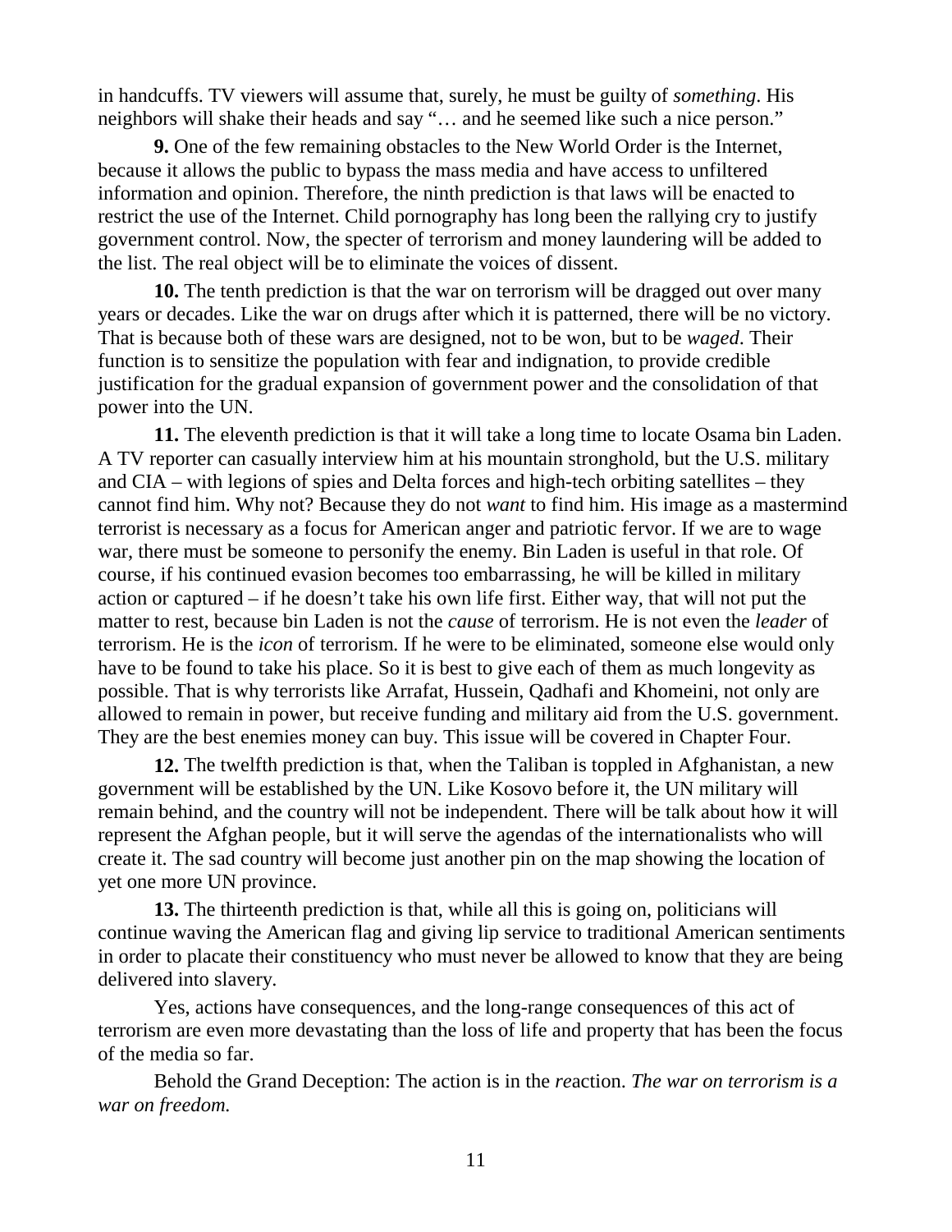in handcuffs. TV viewers will assume that, surely, he must be guilty of *something*. His neighbors will shake their heads and say "… and he seemed like such a nice person."

**9.** One of the few remaining obstacles to the New World Order is the Internet, because it allows the public to bypass the mass media and have access to unfiltered information and opinion. Therefore, the ninth prediction is that laws will be enacted to restrict the use of the Internet. Child pornography has long been the rallying cry to justify government control. Now, the specter of terrorism and money laundering will be added to the list. The real object will be to eliminate the voices of dissent.

**10.** The tenth prediction is that the war on terrorism will be dragged out over many years or decades. Like the war on drugs after which it is patterned, there will be no victory. That is because both of these wars are designed, not to be won, but to be *waged*. Their function is to sensitize the population with fear and indignation, to provide credible justification for the gradual expansion of government power and the consolidation of that power into the UN.

**11.** The eleventh prediction is that it will take a long time to locate Osama bin Laden. A TV reporter can casually interview him at his mountain stronghold, but the U.S. military and CIA – with legions of spies and Delta forces and high-tech orbiting satellites – they cannot find him. Why not? Because they do not *want* to find him. His image as a mastermind terrorist is necessary as a focus for American anger and patriotic fervor. If we are to wage war, there must be someone to personify the enemy. Bin Laden is useful in that role. Of course, if his continued evasion becomes too embarrassing, he will be killed in military action or captured – if he doesn't take his own life first. Either way, that will not put the matter to rest, because bin Laden is not the *cause* of terrorism. He is not even the *leader* of terrorism. He is the *icon* of terrorism. If he were to be eliminated, someone else would only have to be found to take his place. So it is best to give each of them as much longevity as possible. That is why terrorists like Arrafat, Hussein, Qadhafi and Khomeini, not only are allowed to remain in power, but receive funding and military aid from the U.S. government. They are the best enemies money can buy. This issue will be covered in Chapter Four.

**12.** The twelfth prediction is that, when the Taliban is toppled in Afghanistan, a new government will be established by the UN. Like Kosovo before it, the UN military will remain behind, and the country will not be independent. There will be talk about how it will represent the Afghan people, but it will serve the agendas of the internationalists who will create it. The sad country will become just another pin on the map showing the location of yet one more UN province.

**13.** The thirteenth prediction is that, while all this is going on, politicians will continue waving the American flag and giving lip service to traditional American sentiments in order to placate their constituency who must never be allowed to know that they are being delivered into slavery.

Yes, actions have consequences, and the long-range consequences of this act of terrorism are even more devastating than the loss of life and property that has been the focus of the media so far.

Behold the Grand Deception: The action is in the *re*action. *The war on terrorism is a war on freedom.*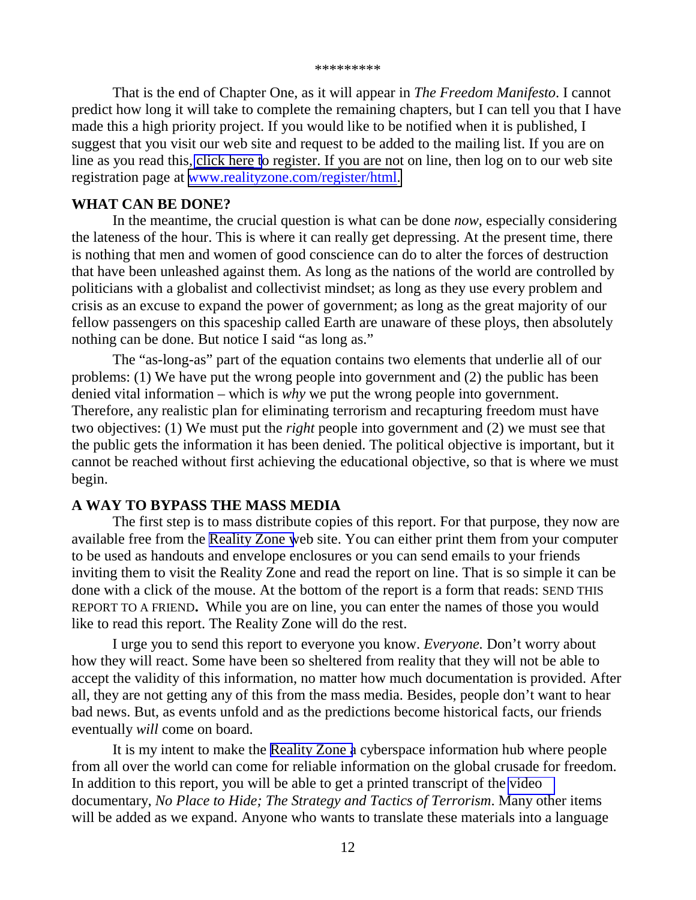*********

That is the end of Chapter One, as it will appear in *The Freedom Manifesto*. I cannot predict how long it will take to complete the remaining chapters, but I can tell you that I have made this a high priority project. If you would like to be notified when it is published, I suggest that you visit our web site and request to be added to the mailing list. If you are on line as you read this, click here to register. If you are not on line, then log on to our web site registration page at www.realityzone.com/register/html.

## WHAT CAN BE DONE?

In the meantime, the crucial question is what can be done *now*, especially considering the lateness of the hour. This is where it can really get depressing. At the present time, there is nothing that men and women of good conscience can do to alter the forces of destruction that have been unleashed against them. As long as the nations of the world are controlled by politicians with a globalist and collectivist mindset; as long as they use every problem and crisis as an excuse to expand the power of government; as long as the great majority of our fellow passengers on this spaceship called Earth are unaware of these ploys, then absolutely nothing can be done. But notice I said "as long as."

The "as-long-as" part of the equation contains two elements that underlie all of our problems: (1) We have put the wrong people into government and (2) the public has been denied vital information – which is *why* we put the wrong people into government. Therefore, any realistic plan for eliminating terrorism and recapturing freedom must have two objectives: (1) We must put the *right* people into government and (2) we must see that the public gets the information it has been denied. The political objective is important, but it cannot be reached without first achieving the educational objective, so that is where we must begin.

## A WAY TO BYPASS THE MASS MEDIA

The first step is to mass distribute copies of this report. For that purpose, they now are available free from the Reality Zone web site. You can either print them from your computer to be used as handouts and envelope enclosures or you can send emails to your friends inviting them to visit the Reality Zone and read the report on line. That is so simple it can be done with a click of the mouse. At the bottom of the report is a form that reads: SEND THIS REPORT TO A FRIEND**.** While you are on line, you can enter the names of those you would like to read this report. The Reality Zone will do the rest.

I urge you to send this report to everyone you know. *Everyone.* Don't worry about how they will react. Some have been so sheltered from reality that they will not be able to accept the validity of this information, no matter how much documentation is provided. After all, they are not getting any of this from the mass media. Besides, people don't want to hear bad news. But, as events unfold and as the predictions become historical facts, our friends eventually *will* come on board.

It is my intent to make the Reality Zone a cyberspace information hub where people from all over the world can come for reliable information on the global crusade for freedom. In addition to this report, you will be able to get a printed transcript of the video documentary, *No Place to Hide; The Strategy and Tactics of Terrorism*. Many other items will be added as we expand. Anyone who wants to translate these materials into a language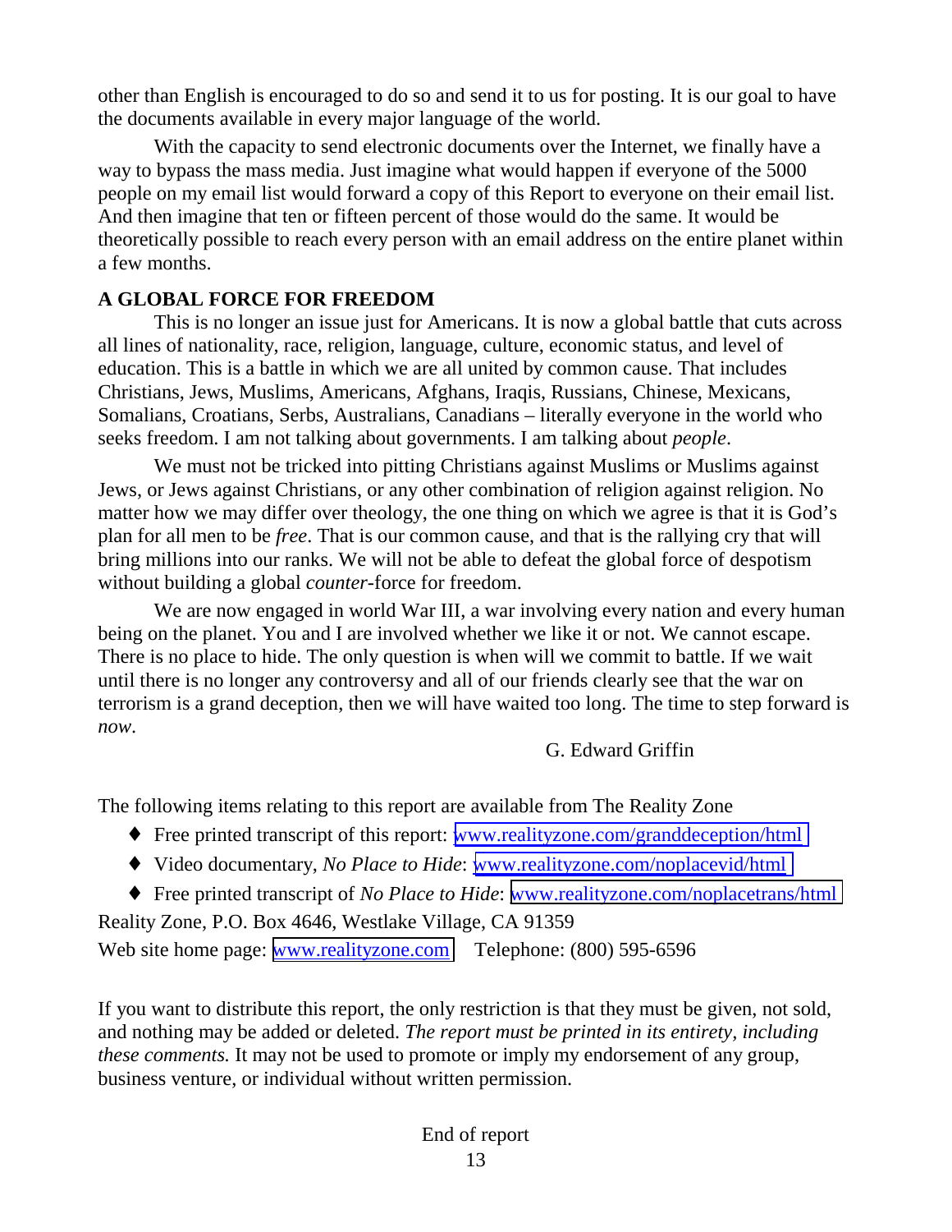other than English is encouraged to do so and send it to us for posting. It is our goal to have the documents available in every major language of the world.

With the capacity to send electronic documents over the Internet, we finally have a way to bypass the mass media. Just imagine what would happen if everyone of the 5000 people on my email list would forward a copy of this Report to everyone on their email list. And then imagine that ten or fifteen percent of those would do the same. It would be theoretically possible to reach every person with an email address on the entire planet within a few months.

**A GLOBAL FORCE FOR FREEDOM**

This is no longer an issue just for Americans. It is now a global battle that cuts across all lines of nationality, race, religion, language, culture, economic status, and level of education. This is a battle in which we are all united by common cause. That includes Christians, Jews, Muslims, Americans, Afghans, Iraqis, Russians, Chinese, Mexicans, Somalians, Croatians, Serbs, Australians, Canadians – literally everyone in the world who seeks freedom. I am not talking about governments. I am talking about *people*.

We must not be tricked into pitting Christians against Muslims or Muslims against Jews, or Jews against Christians, or any other combination of religion against religion. No matter how we may differ over theology, the one thing on which we agree is that it is God's plan for all men to be *free*. That is our common cause, and that is the rallying cry that will bring millions into our ranks. We will not be able to defeat the global force of despotism without building a global *counter*-force for freedom.

We are now engaged in world War III, a war involving every nation and every human being on the planet. You and I are involved whether we like it or not. We cannot escape. There is no place to hide. The only question is when will we commit to battle. If we wait until there is no longer any controversy and all of our friends clearly see that the war on terrorism is a grand deception, then we will have waited too long. The time to step forward is *now*.

G. Edward Griffin

The following items relating to this report are available from The Reality Zone

- Free printed transcript of this report: www.realityzone.com/granddeception/html
- Video documentary, *No Place to Hide*: www.realityzone.com/noplacevid/html
- Free printed transcript of *No Place to Hide*: www.realityzone.com/noplacetrans/html

Reality Zone, P.O. Box 4646, Westlake Village, CA 91359

Web site home page: www.realityzone.com Telephone: (800) 595-6596

If you want to distribute this report, the only restriction is that they must be given, not sold, and nothing may be added or deleted. *The report must be printed in its entirety, including these comments.* It may not be used to promote or imply my endorsement of any group, business venture, or individual without written permission.

End of report